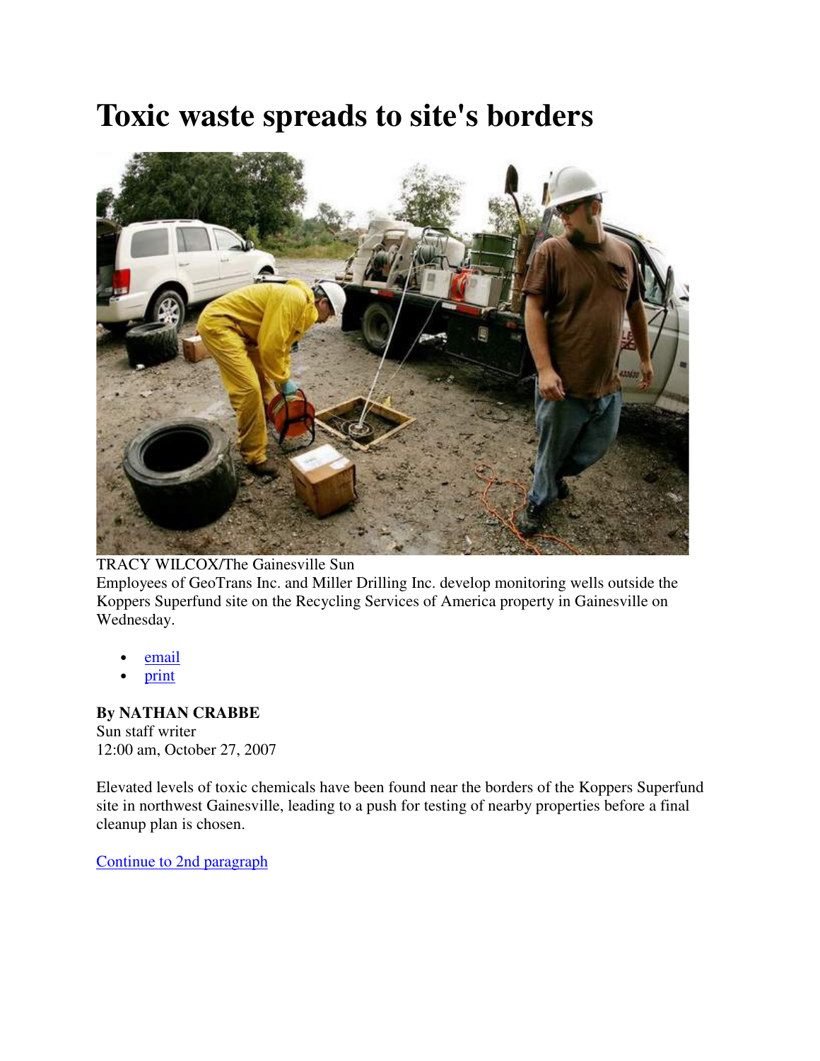# Toxic waste spreads to site's borders

TRACY WILCOX/The Gainesville Sun
Employees of GeoTrans Inc. and Miller Drilling Inc. develop monitoring wells outside the Koppers Superfund site on the Recycling Services of America property in Gainesville on Wednesday.

- email
- print

**By NATHAN CRABBE**
Sun staff writer
12:00 am, October 27, 2007

Elevated levels of toxic chemicals have been found near the borders of the Koppers Superfund site in northwest Gainesville, leading to a push for testing of nearby properties before a final cleanup plan is chosen.

Continue to 2nd paragraph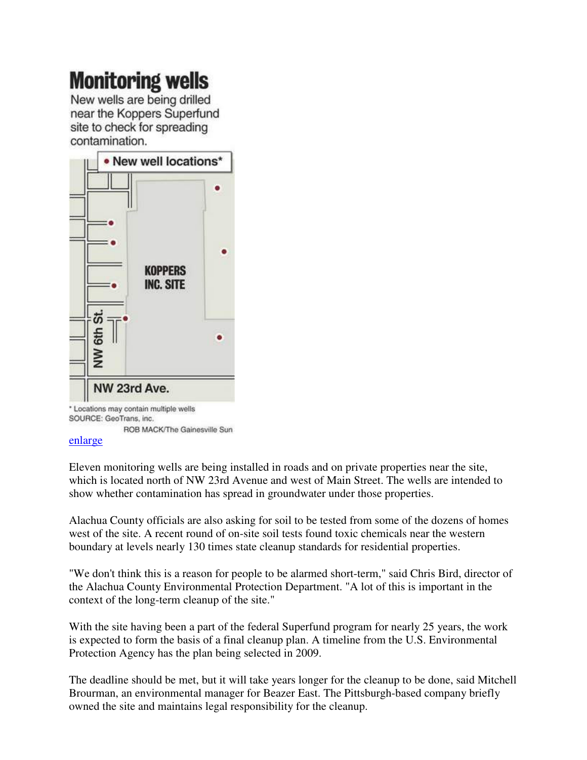## Monitoring wells

New wells are being drilled near the Koppers Superfund site to check for spreading contamination.

• New well locations*

KOPPERS INC. SITE

NW 6th St.

NW 23rd Ave.

* Locations may contain multiple wells
SOURCE: GeoTrans, inc.
ROB MACK/The Gainesville Sun

enlarge

Eleven monitoring wells are being installed in roads and on private properties near the site, which is located north of NW 23rd Avenue and west of Main Street. The wells are intended to show whether contamination has spread in groundwater under those properties.

Alachua County officials are also asking for soil to be tested from some of the dozens of homes west of the site. A recent round of on-site soil tests found toxic chemicals near the western boundary at levels nearly 130 times state cleanup standards for residential properties.

"We don't think this is a reason for people to be alarmed short-term," said Chris Bird, director of the Alachua County Environmental Protection Department. "A lot of this is important in the context of the long-term cleanup of the site."

With the site having been a part of the federal Superfund program for nearly 25 years, the work is expected to form the basis of a final cleanup plan. A timeline from the U.S. Environmental Protection Agency has the plan being selected in 2009.

The deadline should be met, but it will take years longer for the cleanup to be done, said Mitchell Brourman, an environmental manager for Beazer East. The Pittsburgh-based company briefly owned the site and maintains legal responsibility for the cleanup.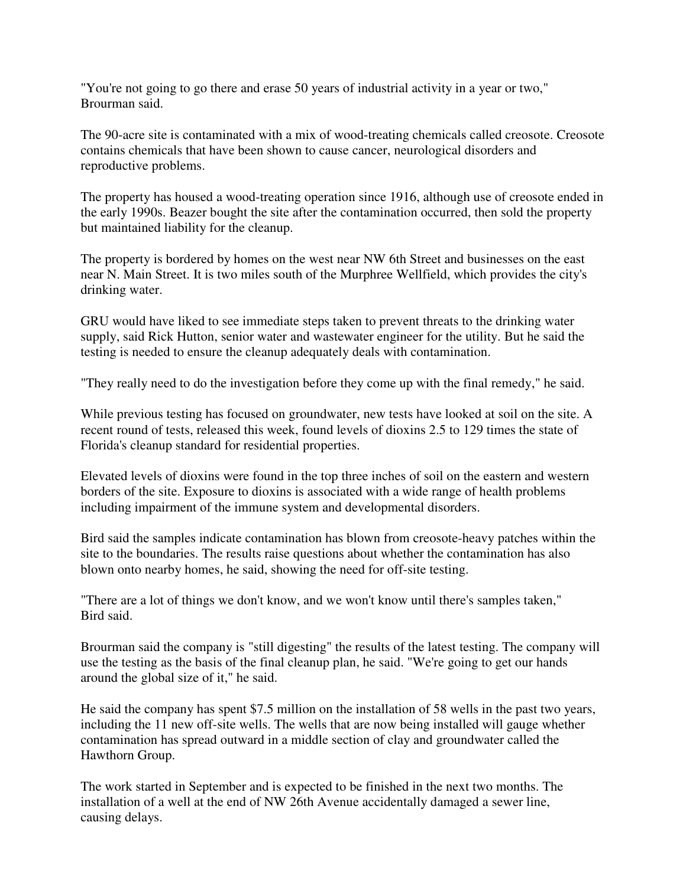"You're not going to go there and erase 50 years of industrial activity in a year or two," Brourman said.

The 90-acre site is contaminated with a mix of wood-treating chemicals called creosote. Creosote contains chemicals that have been shown to cause cancer, neurological disorders and reproductive problems.

The property has housed a wood-treating operation since 1916, although use of creosote ended in the early 1990s. Beazer bought the site after the contamination occurred, then sold the property but maintained liability for the cleanup.

The property is bordered by homes on the west near NW 6th Street and businesses on the east near N. Main Street. It is two miles south of the Murphree Wellfield, which provides the city's drinking water.

GRU would have liked to see immediate steps taken to prevent threats to the drinking water supply, said Rick Hutton, senior water and wastewater engineer for the utility. But he said the testing is needed to ensure the cleanup adequately deals with contamination.

"They really need to do the investigation before they come up with the final remedy," he said.

While previous testing has focused on groundwater, new tests have looked at soil on the site. A recent round of tests, released this week, found levels of dioxins 2.5 to 129 times the state of Florida's cleanup standard for residential properties.

Elevated levels of dioxins were found in the top three inches of soil on the eastern and western borders of the site. Exposure to dioxins is associated with a wide range of health problems including impairment of the immune system and developmental disorders.

Bird said the samples indicate contamination has blown from creosote-heavy patches within the site to the boundaries. The results raise questions about whether the contamination has also blown onto nearby homes, he said, showing the need for off-site testing.

"There are a lot of things we don't know, and we won't know until there's samples taken," Bird said.

Brourman said the company is "still digesting" the results of the latest testing. The company will use the testing as the basis of the final cleanup plan, he said. "We're going to get our hands around the global size of it," he said.

He said the company has spent $7.5 million on the installation of 58 wells in the past two years, including the 11 new off-site wells. The wells that are now being installed will gauge whether contamination has spread outward in a middle section of clay and groundwater called the Hawthorn Group.

The work started in September and is expected to be finished in the next two months. The installation of a well at the end of NW 26th Avenue accidentally damaged a sewer line, causing delays.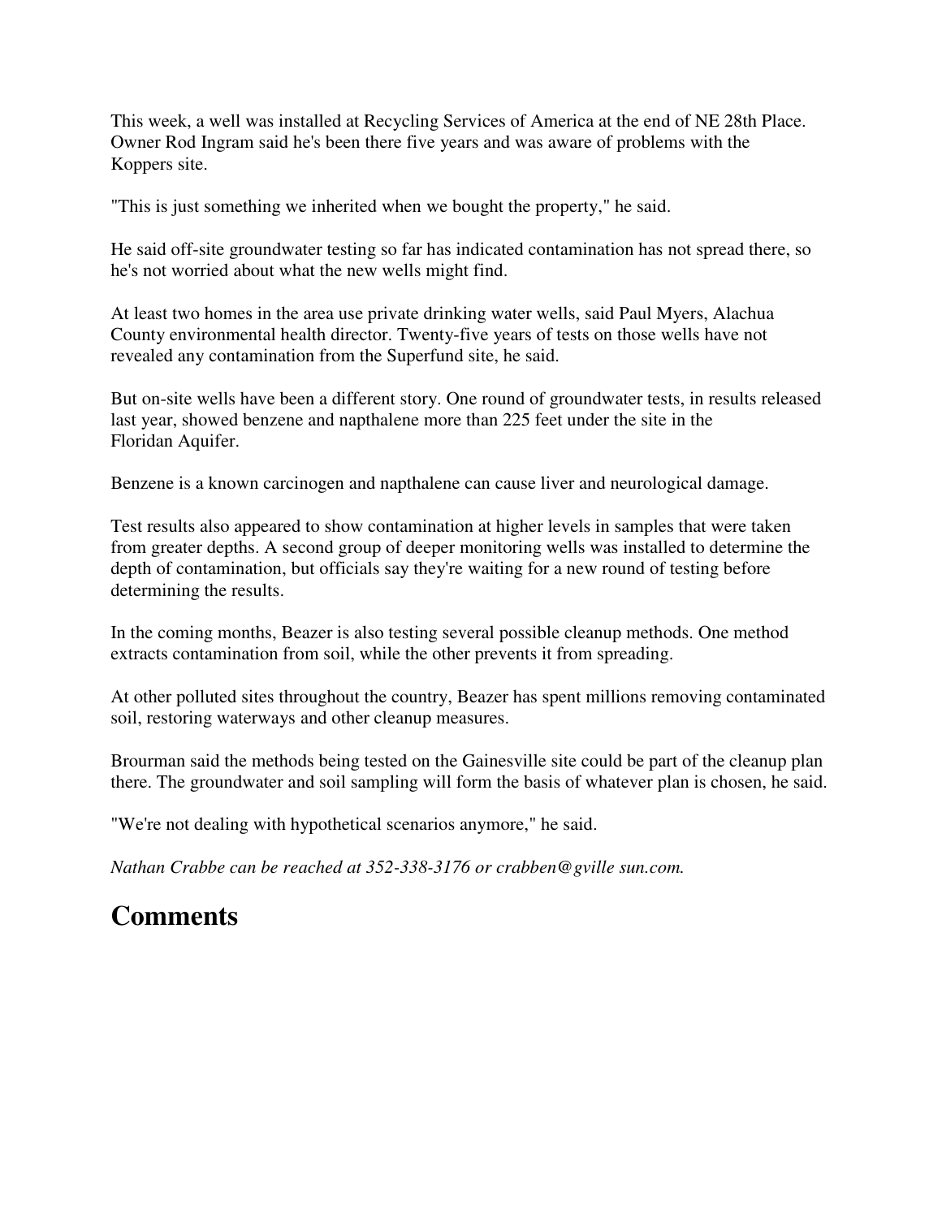This week, a well was installed at Recycling Services of America at the end of NE 28th Place. Owner Rod Ingram said he's been there five years and was aware of problems with the Koppers site.

"This is just something we inherited when we bought the property," he said.

He said off-site groundwater testing so far has indicated contamination has not spread there, so he's not worried about what the new wells might find.

At least two homes in the area use private drinking water wells, said Paul Myers, Alachua County environmental health director. Twenty-five years of tests on those wells have not revealed any contamination from the Superfund site, he said.

But on-site wells have been a different story. One round of groundwater tests, in results released last year, showed benzene and napthalene more than 225 feet under the site in the Floridan Aquifer.

Benzene is a known carcinogen and napthalene can cause liver and neurological damage.

Test results also appeared to show contamination at higher levels in samples that were taken from greater depths. A second group of deeper monitoring wells was installed to determine the depth of contamination, but officials say they're waiting for a new round of testing before determining the results.

In the coming months, Beazer is also testing several possible cleanup methods. One method extracts contamination from soil, while the other prevents it from spreading.

At other polluted sites throughout the country, Beazer has spent millions removing contaminated soil, restoring waterways and other cleanup measures.

Brourman said the methods being tested on the Gainesville site could be part of the cleanup plan there. The groundwater and soil sampling will form the basis of whatever plan is chosen, he said.

"We're not dealing with hypothetical scenarios anymore," he said.

*Nathan Crabbe can be reached at 352-338-3176 or crabben@gville sun.com.*

## Comments